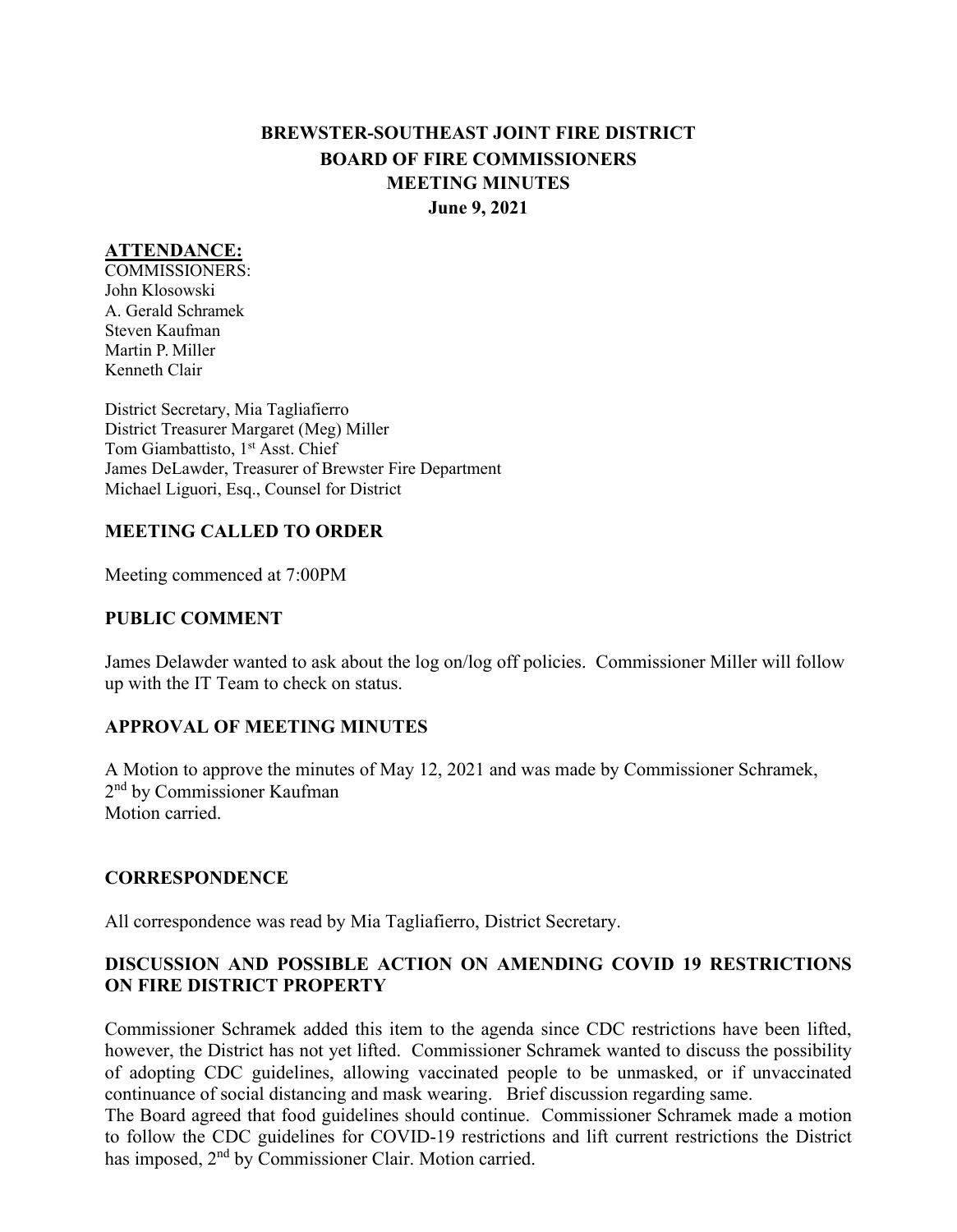# BREWSTER-SOUTHEAST JOINT FIRE DISTRICT
## BOARD OF FIRE COMMISSIONERS
## MEETING MINUTES
## June 9, 2021

### ATTENDANCE:

COMMISSIONERS:
John Klosowski
A. Gerald Schramek
Steven Kaufman
Martin P. Miller
Kenneth Clair

District Secretary, Mia Tagliafierro
District Treasurer Margaret (Meg) Miller
Tom Giambattisto, 1st Asst. Chief
James DeLawder, Treasurer of Brewster Fire Department
Michael Liguori, Esq., Counsel for District

### MEETING CALLED TO ORDER

Meeting commenced at 7:00PM

### PUBLIC COMMENT

James Delawder wanted to ask about the log on/log off policies. Commissioner Miller will follow up with the IT Team to check on status.

### APPROVAL OF MEETING MINUTES

A Motion to approve the minutes of May 12, 2021 and was made by Commissioner Schramek, 2nd by Commissioner Kaufman
Motion carried.

### CORRESPONDENCE

All correspondence was read by Mia Tagliafierro, District Secretary.

### DISCUSSION AND POSSIBLE ACTION ON AMENDING COVID 19 RESTRICTIONS ON FIRE DISTRICT PROPERTY

Commissioner Schramek added this item to the agenda since CDC restrictions have been lifted, however, the District has not yet lifted. Commissioner Schramek wanted to discuss the possibility of adopting CDC guidelines, allowing vaccinated people to be unmasked, or if unvaccinated continuance of social distancing and mask wearing. Brief discussion regarding same.
The Board agreed that food guidelines should continue. Commissioner Schramek made a motion to follow the CDC guidelines for COVID-19 restrictions and lift current restrictions the District has imposed, 2nd by Commissioner Clair. Motion carried.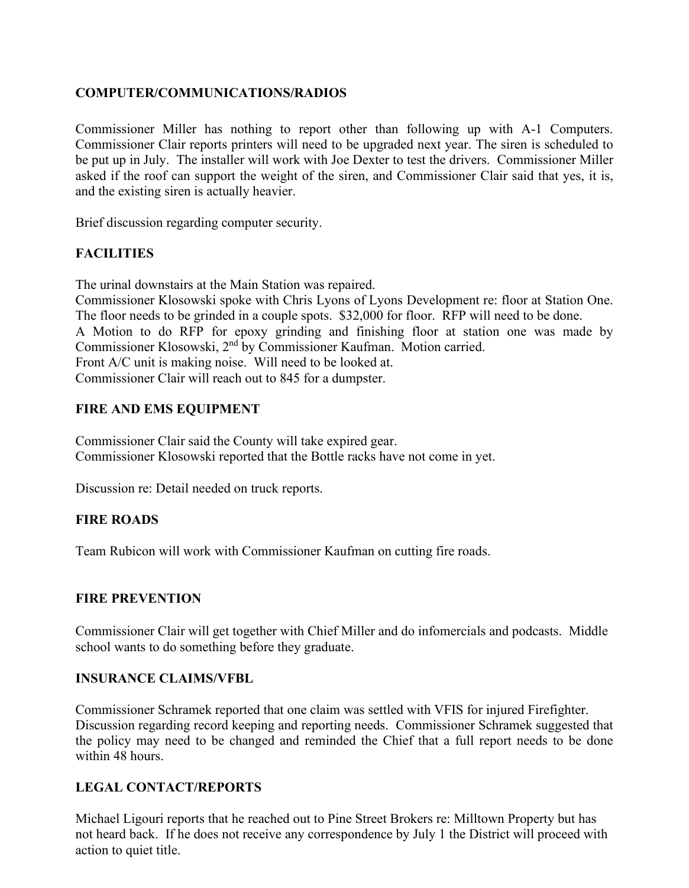**COMPUTER/COMMUNICATIONS/RADIOS**

Commissioner Miller has nothing to report other than following up with A-1 Computers. Commissioner Clair reports printers will need to be upgraded next year. The siren is scheduled to be put up in July. The installer will work with Joe Dexter to test the drivers. Commissioner Miller asked if the roof can support the weight of the siren, and Commissioner Clair said that yes, it is, and the existing siren is actually heavier.

Brief discussion regarding computer security.

**FACILITIES**

The urinal downstairs at the Main Station was repaired.
Commissioner Klosowski spoke with Chris Lyons of Lyons Development re: floor at Station One. The floor needs to be grinded in a couple spots. $32,000 for floor. RFP will need to be done.
A Motion to do RFP for epoxy grinding and finishing floor at station one was made by Commissioner Klosowski, 2nd by Commissioner Kaufman. Motion carried.
Front A/C unit is making noise. Will need to be looked at.
Commissioner Clair will reach out to 845 for a dumpster.

**FIRE AND EMS EQUIPMENT**

Commissioner Clair said the County will take expired gear.
Commissioner Klosowski reported that the Bottle racks have not come in yet.

Discussion re: Detail needed on truck reports.

**FIRE ROADS**

Team Rubicon will work with Commissioner Kaufman on cutting fire roads.

**FIRE PREVENTION**

Commissioner Clair will get together with Chief Miller and do infomercials and podcasts. Middle school wants to do something before they graduate.

**INSURANCE CLAIMS/VFBL**

Commissioner Schramek reported that one claim was settled with VFIS for injured Firefighter. Discussion regarding record keeping and reporting needs. Commissioner Schramek suggested that the policy may need to be changed and reminded the Chief that a full report needs to be done within 48 hours.

**LEGAL CONTACT/REPORTS**

Michael Ligouri reports that he reached out to Pine Street Brokers re: Milltown Property but has not heard back. If he does not receive any correspondence by July 1 the District will proceed with action to quiet title.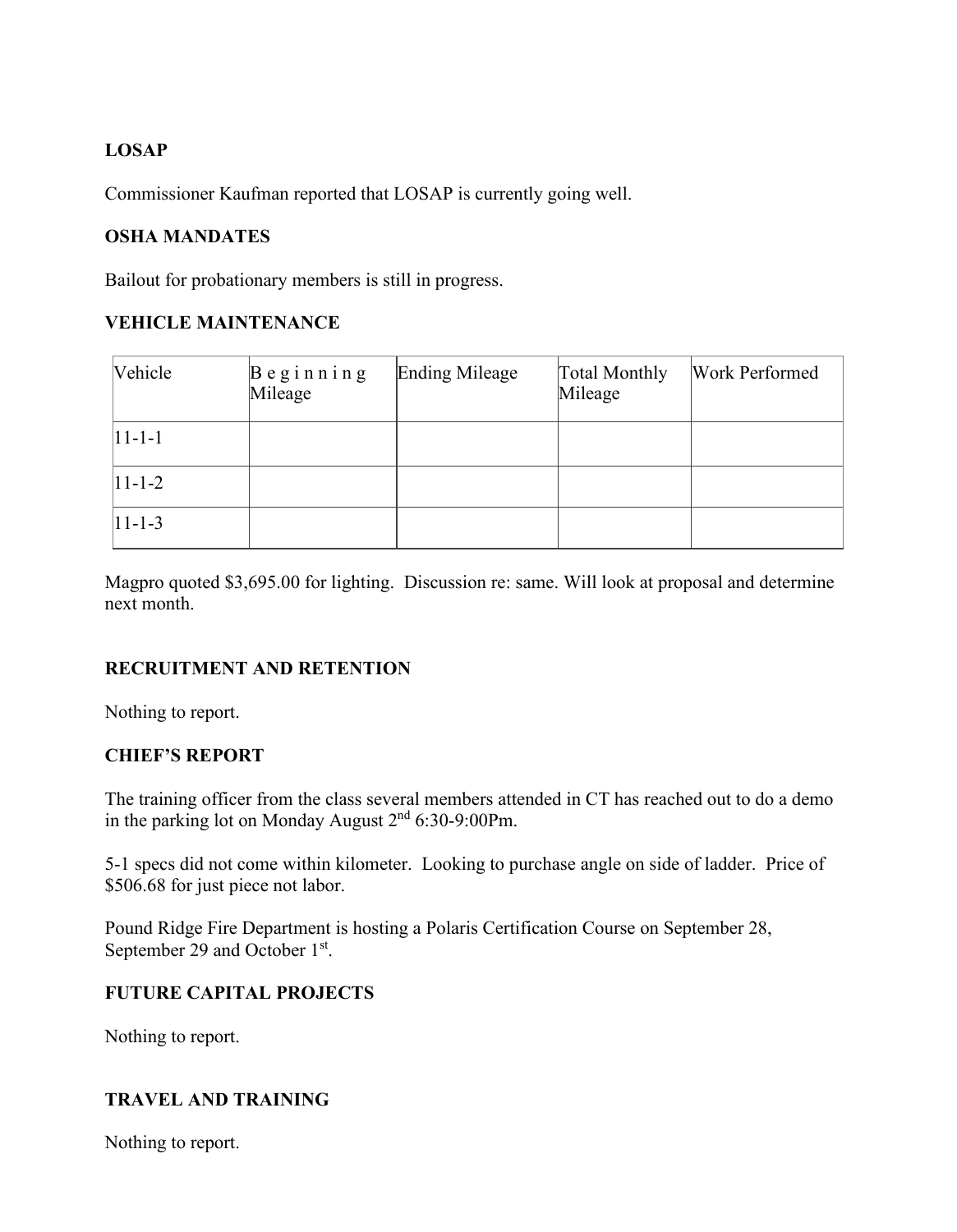**LOSAP**

Commissioner Kaufman reported that LOSAP is currently going well.

**OSHA MANDATES**

Bailout for probationary members is still in progress.

**VEHICLE MAINTENANCE**

| Vehicle | Beginning Mileage | Ending Mileage | Total Monthly Mileage | Work Performed |
|---|---|---|---|---|
| 11-1-1 | | | | |
| 11-1-2 | | | | |
| 11-1-3 | | | | |

Magpro quoted $3,695.00 for lighting. Discussion re: same. Will look at proposal and determine next month.

**RECRUITMENT AND RETENTION**

Nothing to report.

**CHIEF'S REPORT**

The training officer from the class several members attended in CT has reached out to do a demo in the parking lot on Monday August 2nd 6:30-9:00Pm.

5-1 specs did not come within kilometer. Looking to purchase angle on side of ladder. Price of $506.68 for just piece not labor.

Pound Ridge Fire Department is hosting a Polaris Certification Course on September 28, September 29 and October 1st.

**FUTURE CAPITAL PROJECTS**

Nothing to report.

**TRAVEL AND TRAINING**

Nothing to report.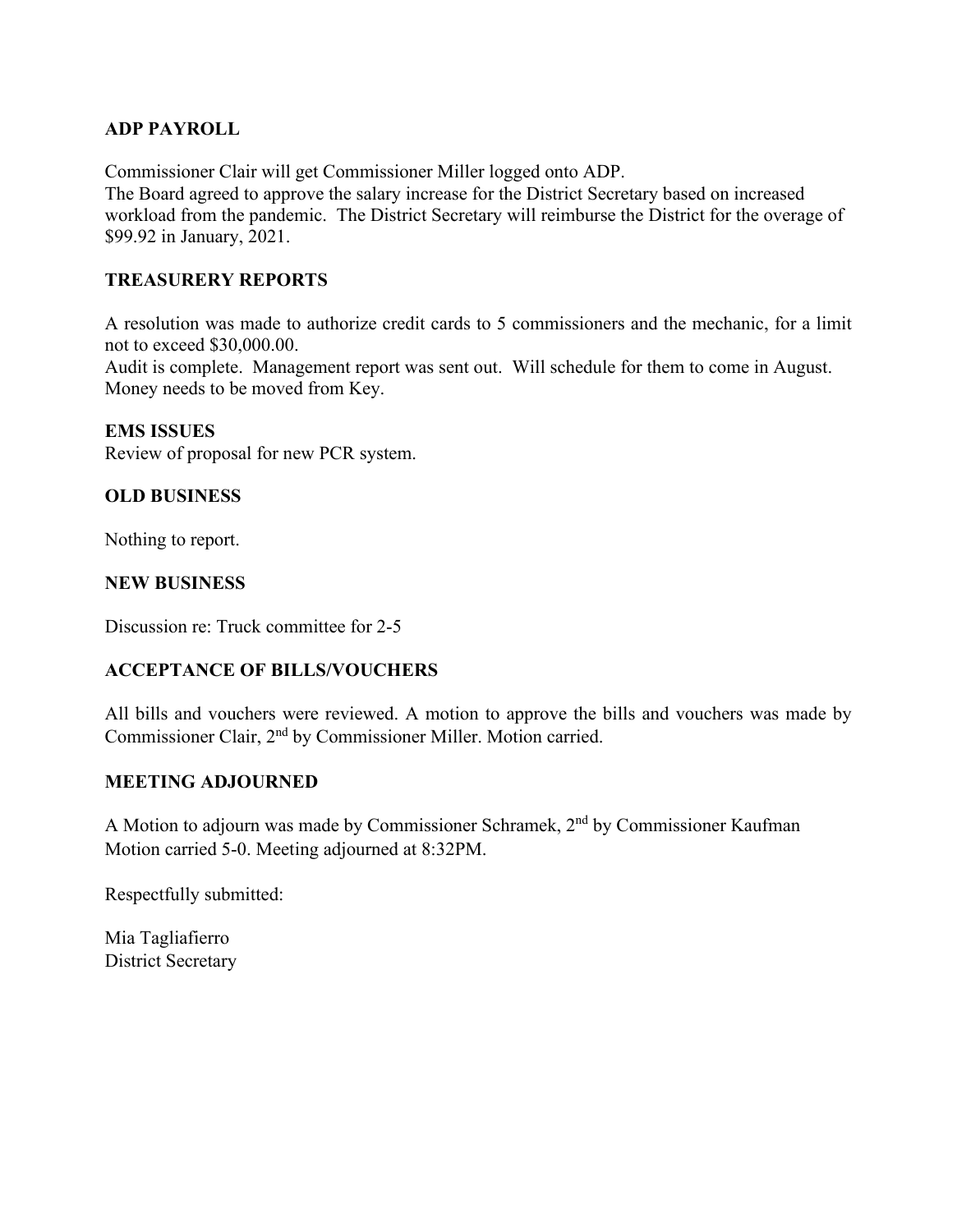## ADP PAYROLL

Commissioner Clair will get Commissioner Miller logged onto ADP.
The Board agreed to approve the salary increase for the District Secretary based on increased workload from the pandemic. The District Secretary will reimburse the District for the overage of $99.92 in January, 2021.

## TREASURERY REPORTS

A resolution was made to authorize credit cards to 5 commissioners and the mechanic, for a limit not to exceed $30,000.00.
Audit is complete. Management report was sent out. Will schedule for them to come in August.
Money needs to be moved from Key.

## EMS ISSUES

Review of proposal for new PCR system.

## OLD BUSINESS

Nothing to report.

## NEW BUSINESS

Discussion re: Truck committee for 2-5

## ACCEPTANCE OF BILLS/VOUCHERS

All bills and vouchers were reviewed. A motion to approve the bills and vouchers was made by Commissioner Clair, 2nd by Commissioner Miller. Motion carried.

## MEETING ADJOURNED

A Motion to adjourn was made by Commissioner Schramek, 2nd by Commissioner Kaufman
Motion carried 5-0. Meeting adjourned at 8:32PM.

Respectfully submitted:

Mia Tagliafierro
District Secretary